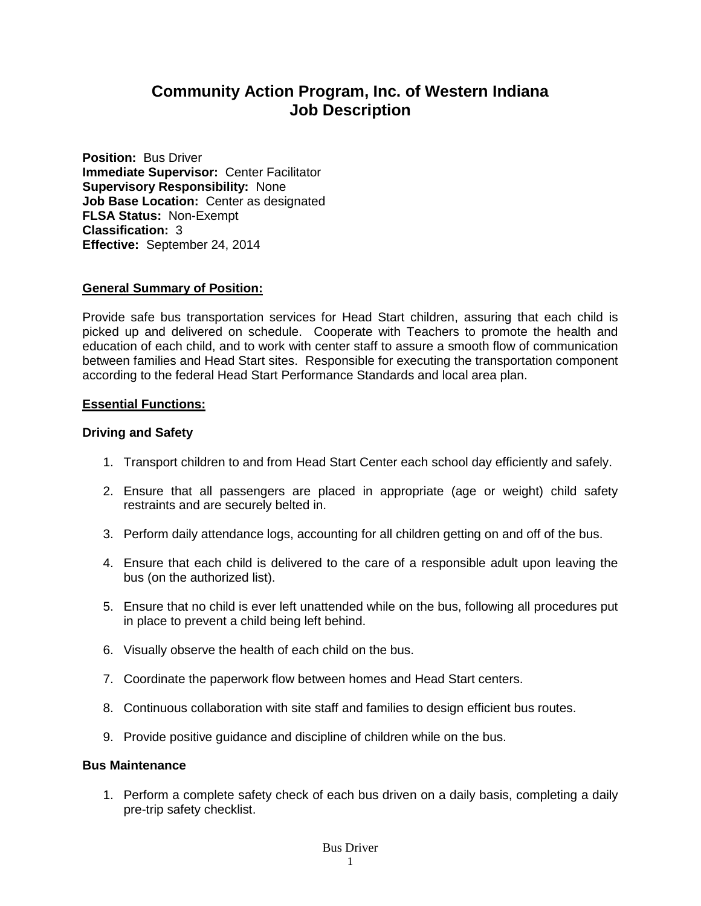# Community Action Program, Inc. of Western Indiana
# Job Description

**Position:** Bus Driver
**Immediate Supervisor:** Center Facilitator
**Supervisory Responsibility:** None
**Job Base Location:** Center as designated
**FLSA Status:** Non-Exempt
**Classification:** 3
**Effective:** September 24, 2014

## General Summary of Position:

Provide safe bus transportation services for Head Start children, assuring that each child is picked up and delivered on schedule. Cooperate with Teachers to promote the health and education of each child, and to work with center staff to assure a smooth flow of communication between families and Head Start sites. Responsible for executing the transportation component according to the federal Head Start Performance Standards and local area plan.

## Essential Functions:

### Driving and Safety

1. Transport children to and from Head Start Center each school day efficiently and safely.
2. Ensure that all passengers are placed in appropriate (age or weight) child safety restraints and are securely belted in.
3. Perform daily attendance logs, accounting for all children getting on and off of the bus.
4. Ensure that each child is delivered to the care of a responsible adult upon leaving the bus (on the authorized list).
5. Ensure that no child is ever left unattended while on the bus, following all procedures put in place to prevent a child being left behind.
6. Visually observe the health of each child on the bus.
7. Coordinate the paperwork flow between homes and Head Start centers.
8. Continuous collaboration with site staff and families to design efficient bus routes.
9. Provide positive guidance and discipline of children while on the bus.

### Bus Maintenance

1. Perform a complete safety check of each bus driven on a daily basis, completing a daily pre-trip safety checklist.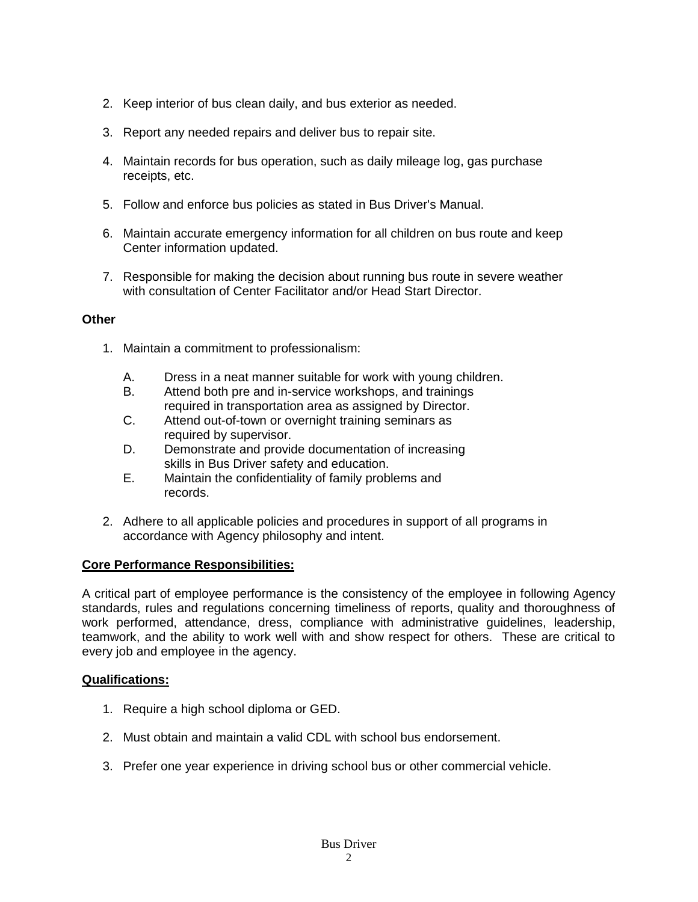2. Keep interior of bus clean daily, and bus exterior as needed.

3. Report any needed repairs and deliver bus to repair site.

4. Maintain records for bus operation, such as daily mileage log, gas purchase receipts, etc.

5. Follow and enforce bus policies as stated in Bus Driver's Manual.

6. Maintain accurate emergency information for all children on bus route and keep Center information updated.

7. Responsible for making the decision about running bus route in severe weather with consultation of Center Facilitator and/or Head Start Director.

**Other**

1. Maintain a commitment to professionalism:

   A. Dress in a neat manner suitable for work with young children.
   B. Attend both pre and in-service workshops, and trainings required in transportation area as assigned by Director.
   C. Attend out-of-town or overnight training seminars as required by supervisor.
   D. Demonstrate and provide documentation of increasing skills in Bus Driver safety and education.
   E. Maintain the confidentiality of family problems and records.

2. Adhere to all applicable policies and procedures in support of all programs in accordance with Agency philosophy and intent.

**<u>Core Performance Responsibilities:</u>**

A critical part of employee performance is the consistency of the employee in following Agency standards, rules and regulations concerning timeliness of reports, quality and thoroughness of work performed, attendance, dress, compliance with administrative guidelines, leadership, teamwork, and the ability to work well with and show respect for others. These are critical to every job and employee in the agency.

**<u>Qualifications:</u>**

1. Require a high school diploma or GED.

2. Must obtain and maintain a valid CDL with school bus endorsement.

3. Prefer one year experience in driving school bus or other commercial vehicle.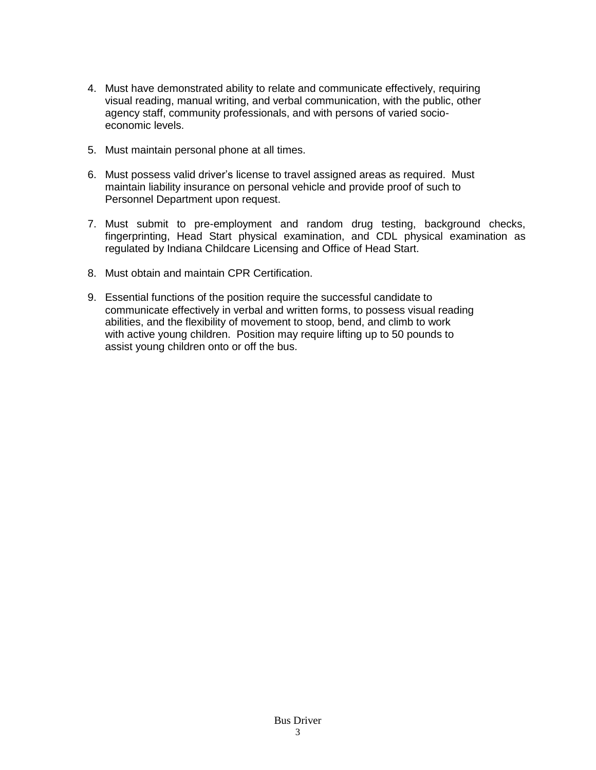4. Must have demonstrated ability to relate and communicate effectively, requiring visual reading, manual writing, and verbal communication, with the public, other agency staff, community professionals, and with persons of varied socio-economic levels.

5. Must maintain personal phone at all times.

6. Must possess valid driver's license to travel assigned areas as required. Must maintain liability insurance on personal vehicle and provide proof of such to Personnel Department upon request.

7. Must submit to pre-employment and random drug testing, background checks, fingerprinting, Head Start physical examination, and CDL physical examination as regulated by Indiana Childcare Licensing and Office of Head Start.

8. Must obtain and maintain CPR Certification.

9. Essential functions of the position require the successful candidate to communicate effectively in verbal and written forms, to possess visual reading abilities, and the flexibility of movement to stoop, bend, and climb to work with active young children. Position may require lifting up to 50 pounds to assist young children onto or off the bus.